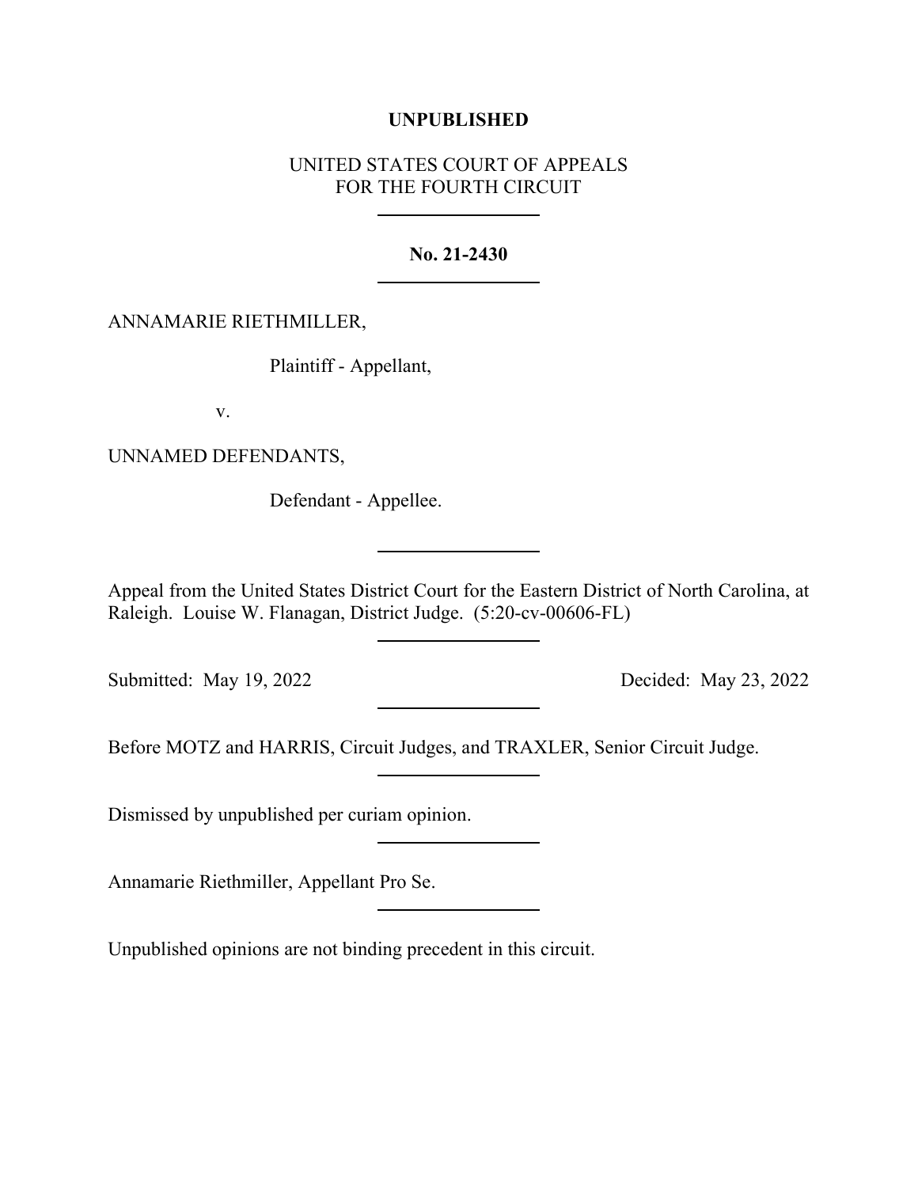**UNPUBLISHED**

UNITED STATES COURT OF APPEALS
FOR THE FOURTH CIRCUIT

---

**No. 21-2430**

---

ANNAMARIE RIETHMILLER,

Plaintiff - Appellant,

v.

UNNAMED DEFENDANTS,

Defendant - Appellee.

---

Appeal from the United States District Court for the Eastern District of North Carolina, at Raleigh. Louise W. Flanagan, District Judge. (5:20-cv-00606-FL)

---

Submitted: May 19, 2022 Decided: May 23, 2022

---

Before MOTZ and HARRIS, Circuit Judges, and TRAXLER, Senior Circuit Judge.

---

Dismissed by unpublished per curiam opinion.

---

Annamarie Riethmiller, Appellant Pro Se.

---

Unpublished opinions are not binding precedent in this circuit.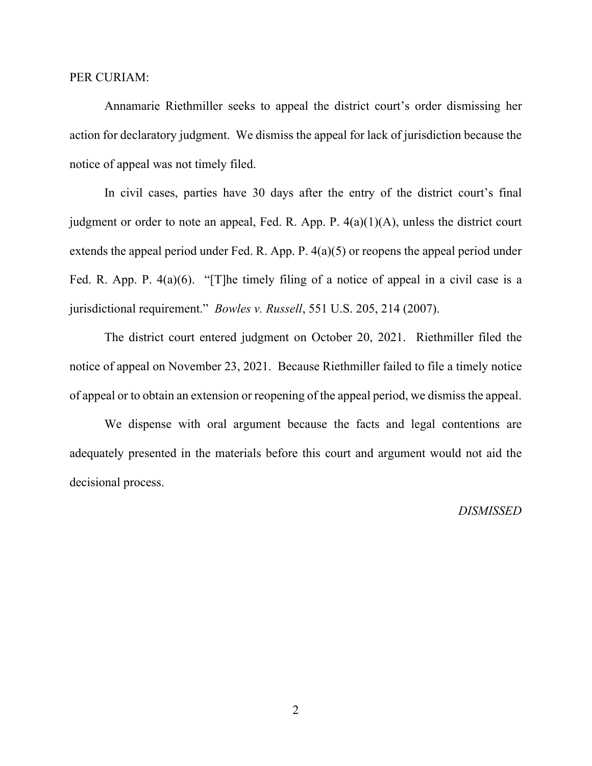PER CURIAM:

Annamarie Riethmiller seeks to appeal the district court's order dismissing her action for declaratory judgment. We dismiss the appeal for lack of jurisdiction because the notice of appeal was not timely filed.

In civil cases, parties have 30 days after the entry of the district court's final judgment or order to note an appeal, Fed. R. App. P. 4(a)(1)(A), unless the district court extends the appeal period under Fed. R. App. P. 4(a)(5) or reopens the appeal period under Fed. R. App. P. 4(a)(6). "[T]he timely filing of a notice of appeal in a civil case is a jurisdictional requirement." *Bowles v. Russell*, 551 U.S. 205, 214 (2007).

The district court entered judgment on October 20, 2021. Riethmiller filed the notice of appeal on November 23, 2021. Because Riethmiller failed to file a timely notice of appeal or to obtain an extension or reopening of the appeal period, we dismiss the appeal.

We dispense with oral argument because the facts and legal contentions are adequately presented in the materials before this court and argument would not aid the decisional process.

*DISMISSED*